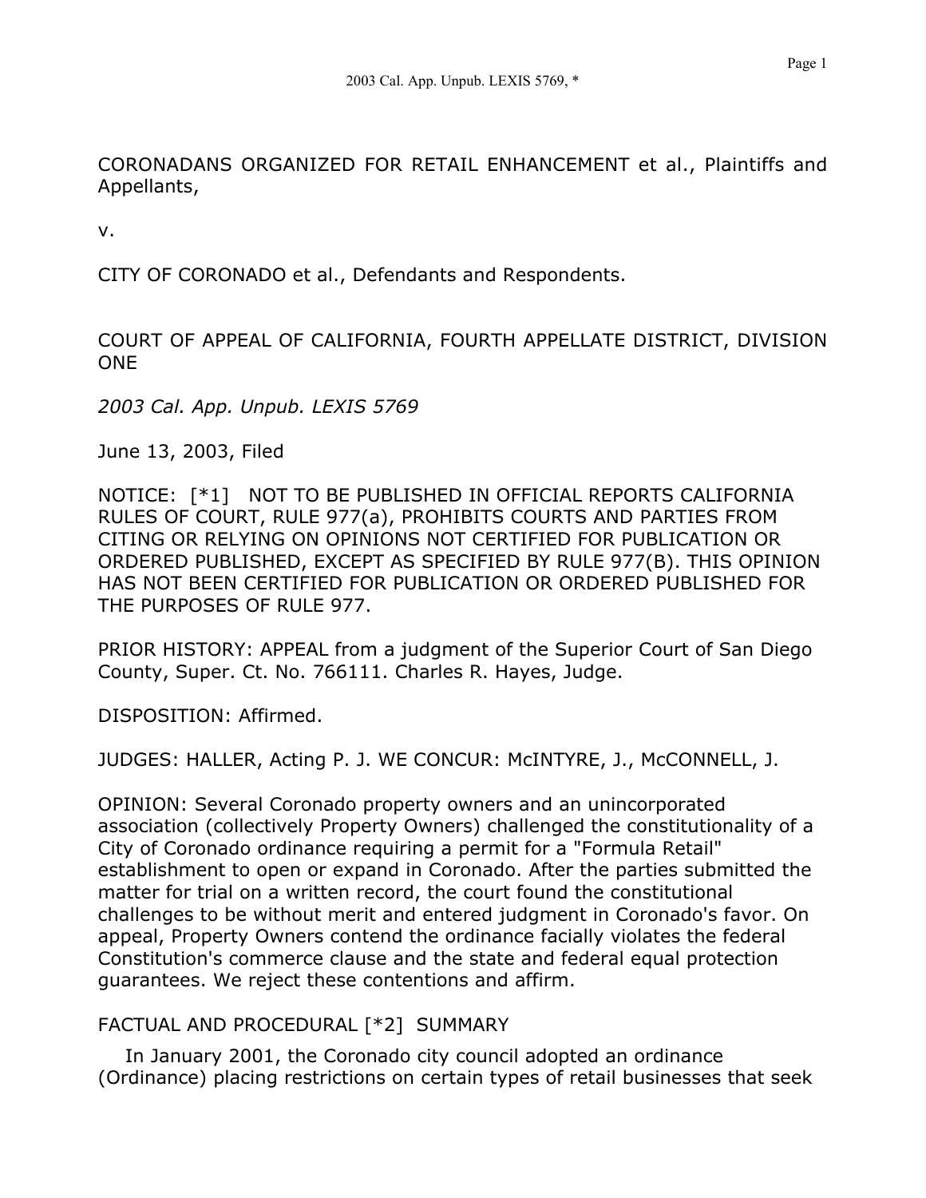CORONADANS ORGANIZED FOR RETAIL ENHANCEMENT et al., Plaintiffs and Appellants,

v.

CITY OF CORONADO et al., Defendants and Respondents.

COURT OF APPEAL OF CALIFORNIA, FOURTH APPELLATE DISTRICT, DIVISION ONE

*2003 Cal. App. Unpub. LEXIS 5769*

June 13, 2003, Filed

NOTICE: [*1] NOT TO BE PUBLISHED IN OFFICIAL REPORTS CALIFORNIA RULES OF COURT, RULE 977(a), PROHIBITS COURTS AND PARTIES FROM CITING OR RELYING ON OPINIONS NOT CERTIFIED FOR PUBLICATION OR ORDERED PUBLISHED, EXCEPT AS SPECIFIED BY RULE 977(B). THIS OPINION HAS NOT BEEN CERTIFIED FOR PUBLICATION OR ORDERED PUBLISHED FOR THE PURPOSES OF RULE 977.

PRIOR HISTORY: APPEAL from a judgment of the Superior Court of San Diego County, Super. Ct. No. 766111. Charles R. Hayes, Judge.

DISPOSITION: Affirmed.

JUDGES: HALLER, Acting P. J. WE CONCUR: McINTYRE, J., McCONNELL, J.

OPINION: Several Coronado property owners and an unincorporated association (collectively Property Owners) challenged the constitutionality of a City of Coronado ordinance requiring a permit for a "Formula Retail" establishment to open or expand in Coronado. After the parties submitted the matter for trial on a written record, the court found the constitutional challenges to be without merit and entered judgment in Coronado's favor. On appeal, Property Owners contend the ordinance facially violates the federal Constitution's commerce clause and the state and federal equal protection guarantees. We reject these contentions and affirm.

FACTUAL AND PROCEDURAL [*2] SUMMARY

In January 2001, the Coronado city council adopted an ordinance (Ordinance) placing restrictions on certain types of retail businesses that seek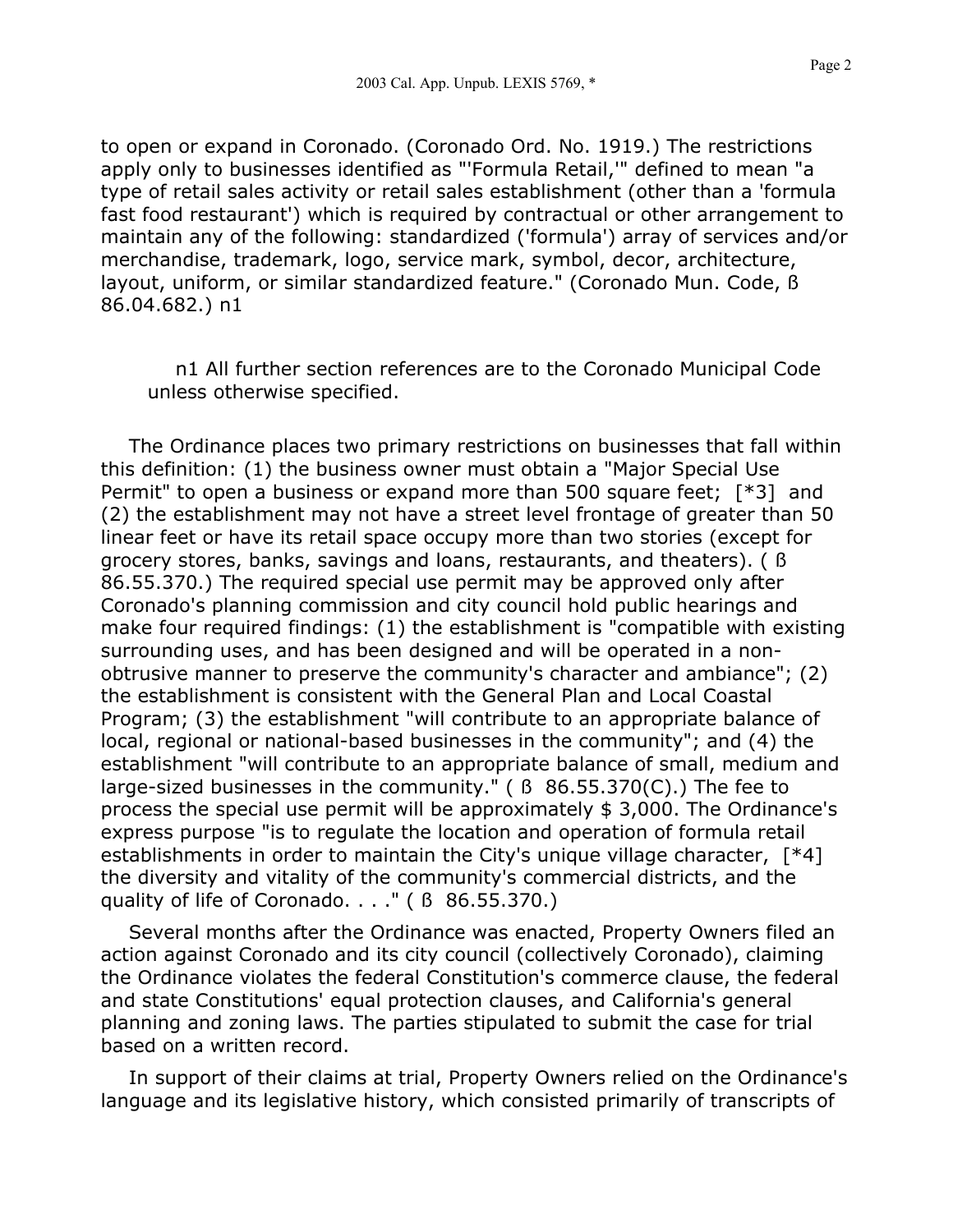to open or expand in Coronado. (Coronado Ord. No. 1919.) The restrictions apply only to businesses identified as "'Formula Retail,'" defined to mean "a type of retail sales activity or retail sales establishment (other than a 'formula fast food restaurant') which is required by contractual or other arrangement to maintain any of the following: standardized ('formula') array of services and/or merchandise, trademark, logo, service mark, symbol, decor, architecture, layout, uniform, or similar standardized feature." (Coronado Mun. Code, ß 86.04.682.) n1

> n1 All further section references are to the Coronado Municipal Code unless otherwise specified.

The Ordinance places two primary restrictions on businesses that fall within this definition: (1) the business owner must obtain a "Major Special Use Permit" to open a business or expand more than 500 square feet; [*3] and (2) the establishment may not have a street level frontage of greater than 50 linear feet or have its retail space occupy more than two stories (except for grocery stores, banks, savings and loans, restaurants, and theaters). ( ß 86.55.370.) The required special use permit may be approved only after Coronado's planning commission and city council hold public hearings and make four required findings: (1) the establishment is "compatible with existing surrounding uses, and has been designed and will be operated in a non-obtrusive manner to preserve the community's character and ambiance"; (2) the establishment is consistent with the General Plan and Local Coastal Program; (3) the establishment "will contribute to an appropriate balance of local, regional or national-based businesses in the community"; and (4) the establishment "will contribute to an appropriate balance of small, medium and large-sized businesses in the community." ( ß 86.55.370(C).) The fee to process the special use permit will be approximately $ 3,000. The Ordinance's express purpose "is to regulate the location and operation of formula retail establishments in order to maintain the City's unique village character, [*4] the diversity and vitality of the community's commercial districts, and the quality of life of Coronado. . . ." ( ß 86.55.370.)

Several months after the Ordinance was enacted, Property Owners filed an action against Coronado and its city council (collectively Coronado), claiming the Ordinance violates the federal Constitution's commerce clause, the federal and state Constitutions' equal protection clauses, and California's general planning and zoning laws. The parties stipulated to submit the case for trial based on a written record.

In support of their claims at trial, Property Owners relied on the Ordinance's language and its legislative history, which consisted primarily of transcripts of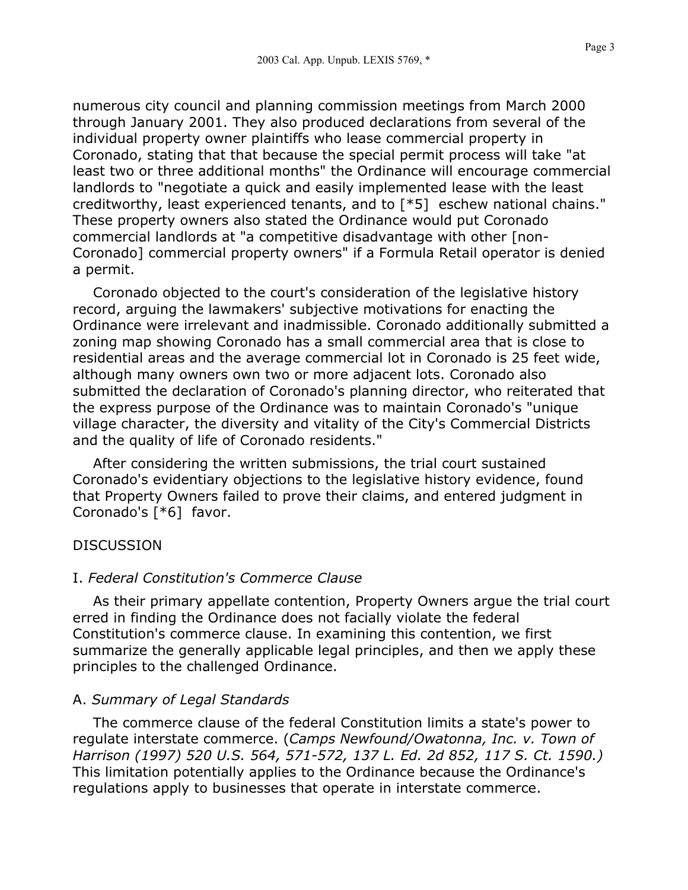numerous city council and planning commission meetings from March 2000 through January 2001. They also produced declarations from several of the individual property owner plaintiffs who lease commercial property in Coronado, stating that that because the special permit process will take "at least two or three additional months" the Ordinance will encourage commercial landlords to "negotiate a quick and easily implemented lease with the least creditworthy, least experienced tenants, and to [*5] eschew national chains." These property owners also stated the Ordinance would put Coronado commercial landlords at "a competitive disadvantage with other [non-Coronado] commercial property owners" if a Formula Retail operator is denied a permit.

Coronado objected to the court's consideration of the legislative history record, arguing the lawmakers' subjective motivations for enacting the Ordinance were irrelevant and inadmissible. Coronado additionally submitted a zoning map showing Coronado has a small commercial area that is close to residential areas and the average commercial lot in Coronado is 25 feet wide, although many owners own two or more adjacent lots. Coronado also submitted the declaration of Coronado's planning director, who reiterated that the express purpose of the Ordinance was to maintain Coronado's "unique village character, the diversity and vitality of the City's Commercial Districts and the quality of life of Coronado residents."

After considering the written submissions, the trial court sustained Coronado's evidentiary objections to the legislative history evidence, found that Property Owners failed to prove their claims, and entered judgment in Coronado's [*6] favor.

## DISCUSSION

### I. *Federal Constitution's Commerce Clause*

As their primary appellate contention, Property Owners argue the trial court erred in finding the Ordinance does not facially violate the federal Constitution's commerce clause. In examining this contention, we first summarize the generally applicable legal principles, and then we apply these principles to the challenged Ordinance.

### A. *Summary of Legal Standards*

The commerce clause of the federal Constitution limits a state's power to regulate interstate commerce. (*Camps Newfound/Owatonna, Inc. v. Town of Harrison (1997) 520 U.S. 564, 571-572, 137 L. Ed. 2d 852, 117 S. Ct. 1590.)* This limitation potentially applies to the Ordinance because the Ordinance's regulations apply to businesses that operate in interstate commerce.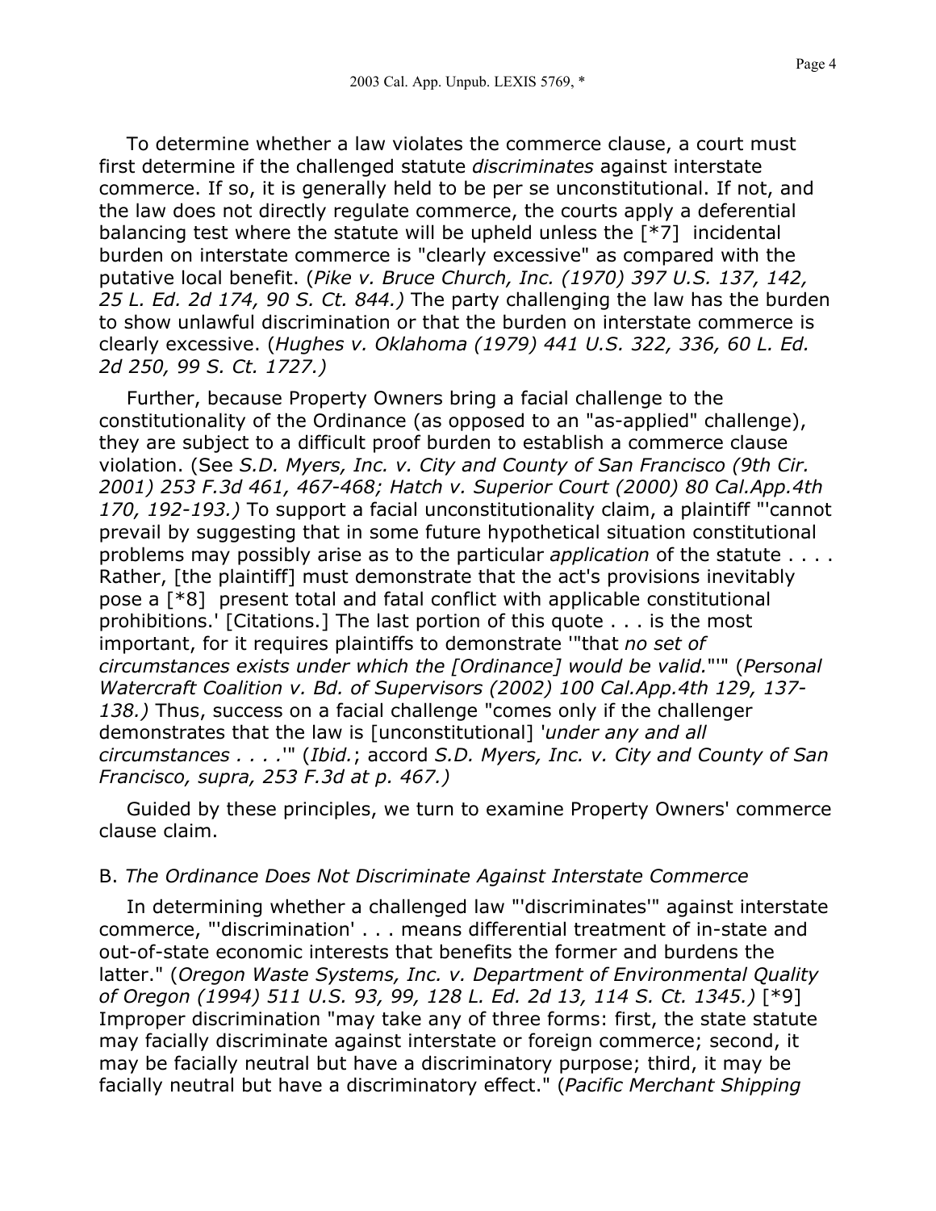To determine whether a law violates the commerce clause, a court must first determine if the challenged statute *discriminates* against interstate commerce. If so, it is generally held to be per se unconstitutional. If not, and the law does not directly regulate commerce, the courts apply a deferential balancing test where the statute will be upheld unless the [*7] incidental burden on interstate commerce is "clearly excessive" as compared with the putative local benefit. (*Pike v. Bruce Church, Inc. (1970) 397 U.S. 137, 142, 25 L. Ed. 2d 174, 90 S. Ct. 844.)* The party challenging the law has the burden to show unlawful discrimination or that the burden on interstate commerce is clearly excessive. (*Hughes v. Oklahoma (1979) 441 U.S. 322, 336, 60 L. Ed. 2d 250, 99 S. Ct. 1727.)*

Further, because Property Owners bring a facial challenge to the constitutionality of the Ordinance (as opposed to an "as-applied" challenge), they are subject to a difficult proof burden to establish a commerce clause violation. (See *S.D. Myers, Inc. v. City and County of San Francisco (9th Cir. 2001) 253 F.3d 461, 467-468; Hatch v. Superior Court (2000) 80 Cal.App.4th 170, 192-193.)* To support a facial unconstitutionality claim, a plaintiff "'cannot prevail by suggesting that in some future hypothetical situation constitutional problems may possibly arise as to the particular *application* of the statute . . . . Rather, [the plaintiff] must demonstrate that the act's provisions inevitably pose a [*8] present total and fatal conflict with applicable constitutional prohibitions.' [Citations.] The last portion of this quote . . . is the most important, for it requires plaintiffs to demonstrate '"that *no set of circumstances exists under which the [Ordinance] would be valid.*"'" (*Personal Watercraft Coalition v. Bd. of Supervisors (2002) 100 Cal.App.4th 129, 137-138.)* Thus, success on a facial challenge "comes only if the challenger demonstrates that the law is [unconstitutional] '*under any and all circumstances . . . .*'" (*Ibid.*; accord *S.D. Myers, Inc. v. City and County of San Francisco, supra, 253 F.3d at p. 467.)*

Guided by these principles, we turn to examine Property Owners' commerce clause claim.

B. *The Ordinance Does Not Discriminate Against Interstate Commerce*

In determining whether a challenged law "'discriminates'" against interstate commerce, "'discrimination' . . . means differential treatment of in-state and out-of-state economic interests that benefits the former and burdens the latter." (*Oregon Waste Systems, Inc. v. Department of Environmental Quality of Oregon (1994) 511 U.S. 93, 99, 128 L. Ed. 2d 13, 114 S. Ct. 1345.)* [*9] Improper discrimination "may take any of three forms: first, the state statute may facially discriminate against interstate or foreign commerce; second, it may be facially neutral but have a discriminatory purpose; third, it may be facially neutral but have a discriminatory effect." (*Pacific Merchant Shipping*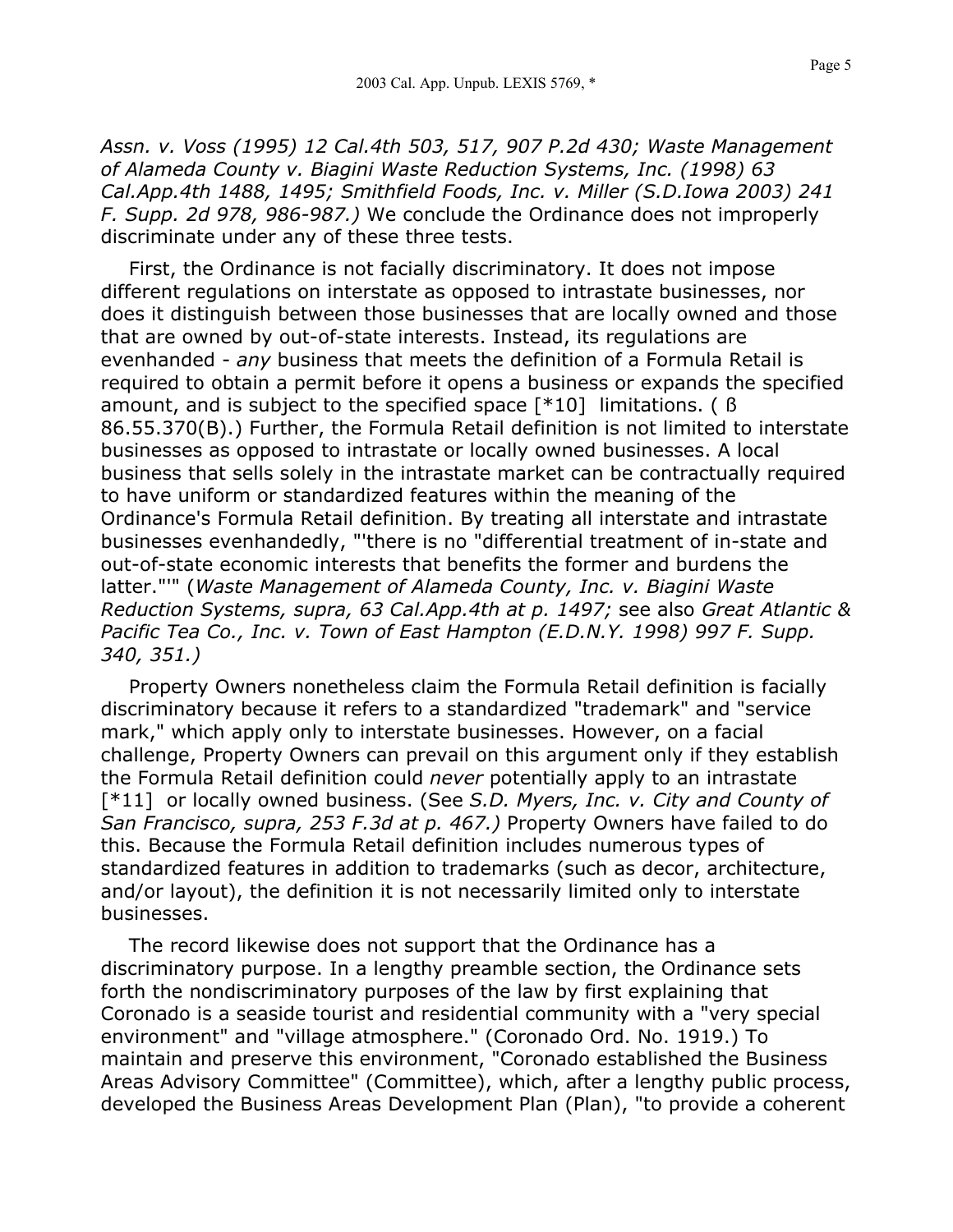*Assn. v. Voss (1995) 12 Cal.4th 503, 517, 907 P.2d 430; Waste Management of Alameda County v. Biagini Waste Reduction Systems, Inc. (1998) 63 Cal.App.4th 1488, 1495; Smithfield Foods, Inc. v. Miller (S.D.Iowa 2003) 241 F. Supp. 2d 978, 986-987.)* We conclude the Ordinance does not improperly discriminate under any of these three tests.

First, the Ordinance is not facially discriminatory. It does not impose different regulations on interstate as opposed to intrastate businesses, nor does it distinguish between those businesses that are locally owned and those that are owned by out-of-state interests. Instead, its regulations are evenhanded - *any* business that meets the definition of a Formula Retail is required to obtain a permit before it opens a business or expands the specified amount, and is subject to the specified space [*10] limitations. ( ß 86.55.370(B).) Further, the Formula Retail definition is not limited to interstate businesses as opposed to intrastate or locally owned businesses. A local business that sells solely in the intrastate market can be contractually required to have uniform or standardized features within the meaning of the Ordinance's Formula Retail definition. By treating all interstate and intrastate businesses evenhandedly, "'there is no "differential treatment of in-state and out-of-state economic interests that benefits the former and burdens the latter."'" (*Waste Management of Alameda County, Inc. v. Biagini Waste Reduction Systems, supra, 63 Cal.App.4th at p. 1497;* see also *Great Atlantic & Pacific Tea Co., Inc. v. Town of East Hampton (E.D.N.Y. 1998) 997 F. Supp. 340, 351.)*

Property Owners nonetheless claim the Formula Retail definition is facially discriminatory because it refers to a standardized "trademark" and "service mark," which apply only to interstate businesses. However, on a facial challenge, Property Owners can prevail on this argument only if they establish the Formula Retail definition could *never* potentially apply to an intrastate [*11] or locally owned business. (See *S.D. Myers, Inc. v. City and County of San Francisco, supra, 253 F.3d at p. 467.)* Property Owners have failed to do this. Because the Formula Retail definition includes numerous types of standardized features in addition to trademarks (such as decor, architecture, and/or layout), the definition it is not necessarily limited only to interstate businesses.

The record likewise does not support that the Ordinance has a discriminatory purpose. In a lengthy preamble section, the Ordinance sets forth the nondiscriminatory purposes of the law by first explaining that Coronado is a seaside tourist and residential community with a "very special environment" and "village atmosphere." (Coronado Ord. No. 1919.) To maintain and preserve this environment, "Coronado established the Business Areas Advisory Committee" (Committee), which, after a lengthy public process, developed the Business Areas Development Plan (Plan), "to provide a coherent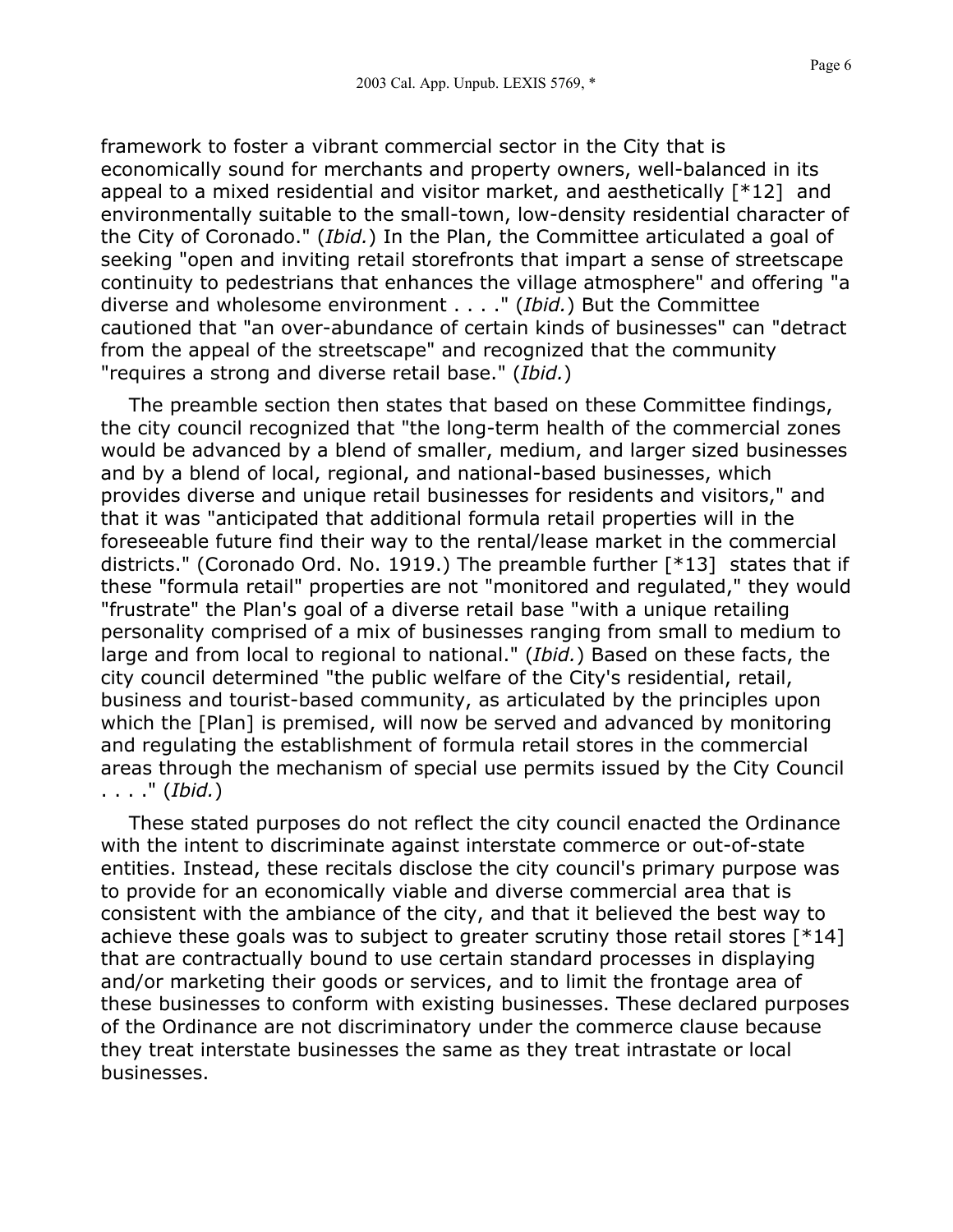framework to foster a vibrant commercial sector in the City that is economically sound for merchants and property owners, well-balanced in its appeal to a mixed residential and visitor market, and aesthetically [*12] and environmentally suitable to the small-town, low-density residential character of the City of Coronado." (*Ibid.*) In the Plan, the Committee articulated a goal of seeking "open and inviting retail storefronts that impart a sense of streetscape continuity to pedestrians that enhances the village atmosphere" and offering "a diverse and wholesome environment . . . ." (*Ibid.*) But the Committee cautioned that "an over-abundance of certain kinds of businesses" can "detract from the appeal of the streetscape" and recognized that the community "requires a strong and diverse retail base." (*Ibid.*)

The preamble section then states that based on these Committee findings, the city council recognized that "the long-term health of the commercial zones would be advanced by a blend of smaller, medium, and larger sized businesses and by a blend of local, regional, and national-based businesses, which provides diverse and unique retail businesses for residents and visitors," and that it was "anticipated that additional formula retail properties will in the foreseeable future find their way to the rental/lease market in the commercial districts." (Coronado Ord. No. 1919.) The preamble further [*13] states that if these "formula retail" properties are not "monitored and regulated," they would "frustrate" the Plan's goal of a diverse retail base "with a unique retailing personality comprised of a mix of businesses ranging from small to medium to large and from local to regional to national." (*Ibid.*) Based on these facts, the city council determined "the public welfare of the City's residential, retail, business and tourist-based community, as articulated by the principles upon which the [Plan] is premised, will now be served and advanced by monitoring and regulating the establishment of formula retail stores in the commercial areas through the mechanism of special use permits issued by the City Council . . . ." (*Ibid.*)

These stated purposes do not reflect the city council enacted the Ordinance with the intent to discriminate against interstate commerce or out-of-state entities. Instead, these recitals disclose the city council's primary purpose was to provide for an economically viable and diverse commercial area that is consistent with the ambiance of the city, and that it believed the best way to achieve these goals was to subject to greater scrutiny those retail stores [*14] that are contractually bound to use certain standard processes in displaying and/or marketing their goods or services, and to limit the frontage area of these businesses to conform with existing businesses. These declared purposes of the Ordinance are not discriminatory under the commerce clause because they treat interstate businesses the same as they treat intrastate or local businesses.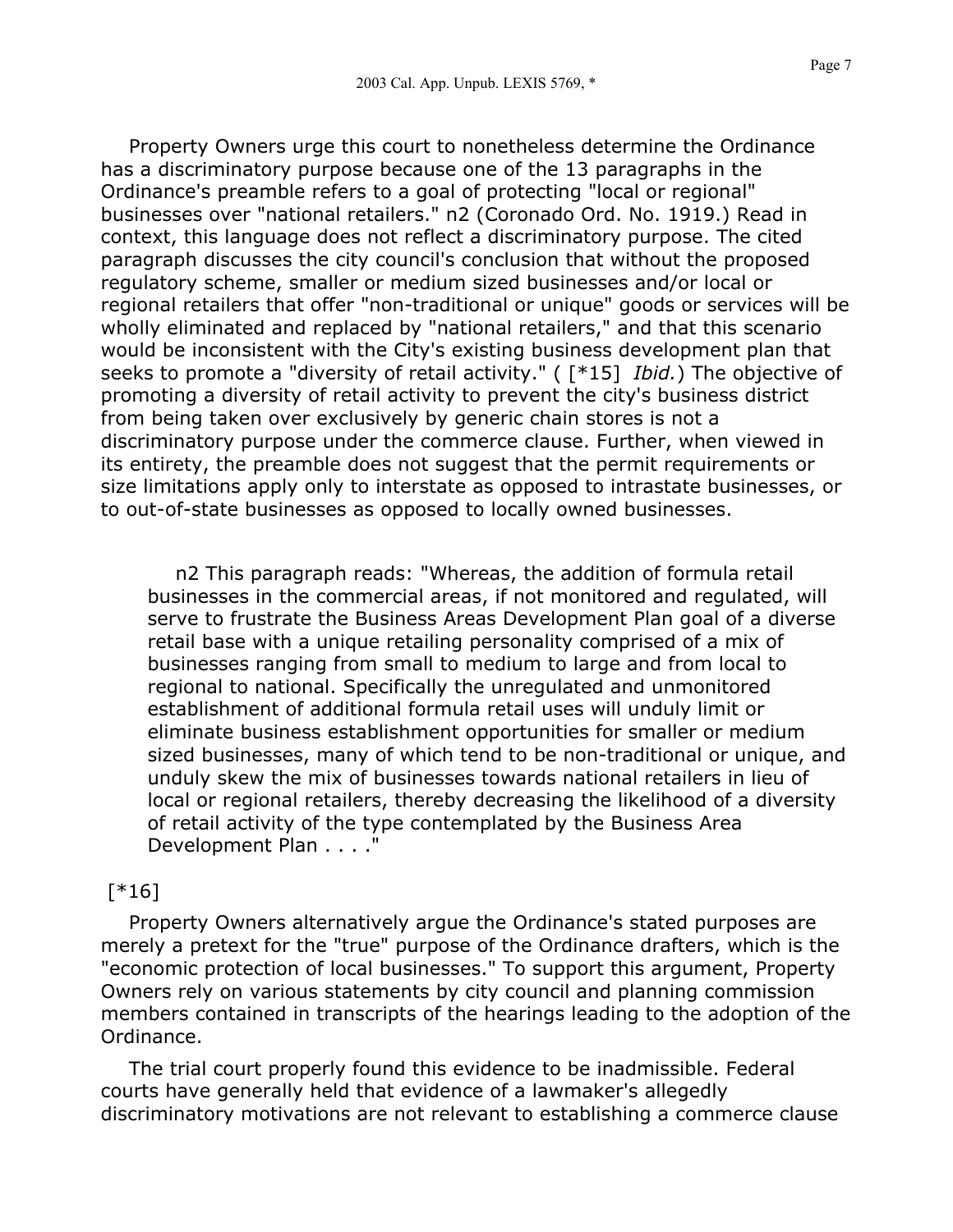Property Owners urge this court to nonetheless determine the Ordinance has a discriminatory purpose because one of the 13 paragraphs in the Ordinance's preamble refers to a goal of protecting "local or regional" businesses over "national retailers." n2 (Coronado Ord. No. 1919.) Read in context, this language does not reflect a discriminatory purpose. The cited paragraph discusses the city council's conclusion that without the proposed regulatory scheme, smaller or medium sized businesses and/or local or regional retailers that offer "non-traditional or unique" goods or services will be wholly eliminated and replaced by "national retailers," and that this scenario would be inconsistent with the City's existing business development plan that seeks to promote a "diversity of retail activity." ( [*15] *Ibid.*) The objective of promoting a diversity of retail activity to prevent the city's business district from being taken over exclusively by generic chain stores is not a discriminatory purpose under the commerce clause. Further, when viewed in its entirety, the preamble does not suggest that the permit requirements or size limitations apply only to interstate as opposed to intrastate businesses, or to out-of-state businesses as opposed to locally owned businesses.

> n2 This paragraph reads: "Whereas, the addition of formula retail businesses in the commercial areas, if not monitored and regulated, will serve to frustrate the Business Areas Development Plan goal of a diverse retail base with a unique retailing personality comprised of a mix of businesses ranging from small to medium to large and from local to regional to national. Specifically the unregulated and unmonitored establishment of additional formula retail uses will unduly limit or eliminate business establishment opportunities for smaller or medium sized businesses, many of which tend to be non-traditional or unique, and unduly skew the mix of businesses towards national retailers in lieu of local or regional retailers, thereby decreasing the likelihood of a diversity of retail activity of the type contemplated by the Business Area Development Plan . . . ."

[*16]

Property Owners alternatively argue the Ordinance's stated purposes are merely a pretext for the "true" purpose of the Ordinance drafters, which is the "economic protection of local businesses." To support this argument, Property Owners rely on various statements by city council and planning commission members contained in transcripts of the hearings leading to the adoption of the Ordinance.

The trial court properly found this evidence to be inadmissible. Federal courts have generally held that evidence of a lawmaker's allegedly discriminatory motivations are not relevant to establishing a commerce clause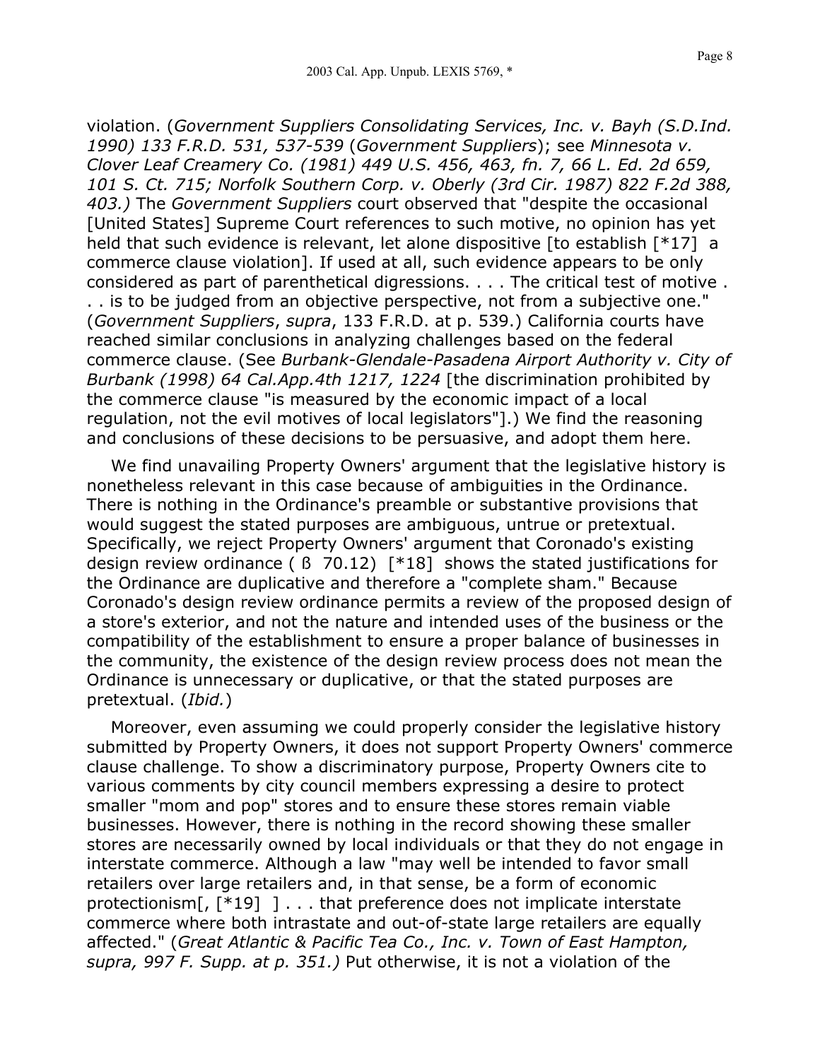violation. (*Government Suppliers Consolidating Services, Inc. v. Bayh (S.D.Ind. 1990) 133 F.R.D. 531, 537-539* (*Government Suppliers*); see *Minnesota v. Clover Leaf Creamery Co. (1981) 449 U.S. 456, 463, fn. 7, 66 L. Ed. 2d 659, 101 S. Ct. 715; Norfolk Southern Corp. v. Oberly (3rd Cir. 1987) 822 F.2d 388, 403.)* The *Government Suppliers* court observed that "despite the occasional [United States] Supreme Court references to such motive, no opinion has yet held that such evidence is relevant, let alone dispositive [to establish [*17] a commerce clause violation]. If used at all, such evidence appears to be only considered as part of parenthetical digressions. . . . The critical test of motive . . . is to be judged from an objective perspective, not from a subjective one." (*Government Suppliers*, *supra*, 133 F.R.D. at p. 539.) California courts have reached similar conclusions in analyzing challenges based on the federal commerce clause. (See *Burbank-Glendale-Pasadena Airport Authority v. City of Burbank (1998) 64 Cal.App.4th 1217, 1224* [the discrimination prohibited by the commerce clause "is measured by the economic impact of a local regulation, not the evil motives of local legislators"].) We find the reasoning and conclusions of these decisions to be persuasive, and adopt them here.

We find unavailing Property Owners' argument that the legislative history is nonetheless relevant in this case because of ambiguities in the Ordinance. There is nothing in the Ordinance's preamble or substantive provisions that would suggest the stated purposes are ambiguous, untrue or pretextual. Specifically, we reject Property Owners' argument that Coronado's existing design review ordinance ( ß 70.12) [*18] shows the stated justifications for the Ordinance are duplicative and therefore a "complete sham." Because Coronado's design review ordinance permits a review of the proposed design of a store's exterior, and not the nature and intended uses of the business or the compatibility of the establishment to ensure a proper balance of businesses in the community, the existence of the design review process does not mean the Ordinance is unnecessary or duplicative, or that the stated purposes are pretextual. (*Ibid.*)

Moreover, even assuming we could properly consider the legislative history submitted by Property Owners, it does not support Property Owners' commerce clause challenge. To show a discriminatory purpose, Property Owners cite to various comments by city council members expressing a desire to protect smaller "mom and pop" stores and to ensure these stores remain viable businesses. However, there is nothing in the record showing these smaller stores are necessarily owned by local individuals or that they do not engage in interstate commerce. Although a law "may well be intended to favor small retailers over large retailers and, in that sense, be a form of economic protectionism[, [*19] ] . . . that preference does not implicate interstate commerce where both intrastate and out-of-state large retailers are equally affected." (*Great Atlantic & Pacific Tea Co., Inc. v. Town of East Hampton, supra, 997 F. Supp. at p. 351.)* Put otherwise, it is not a violation of the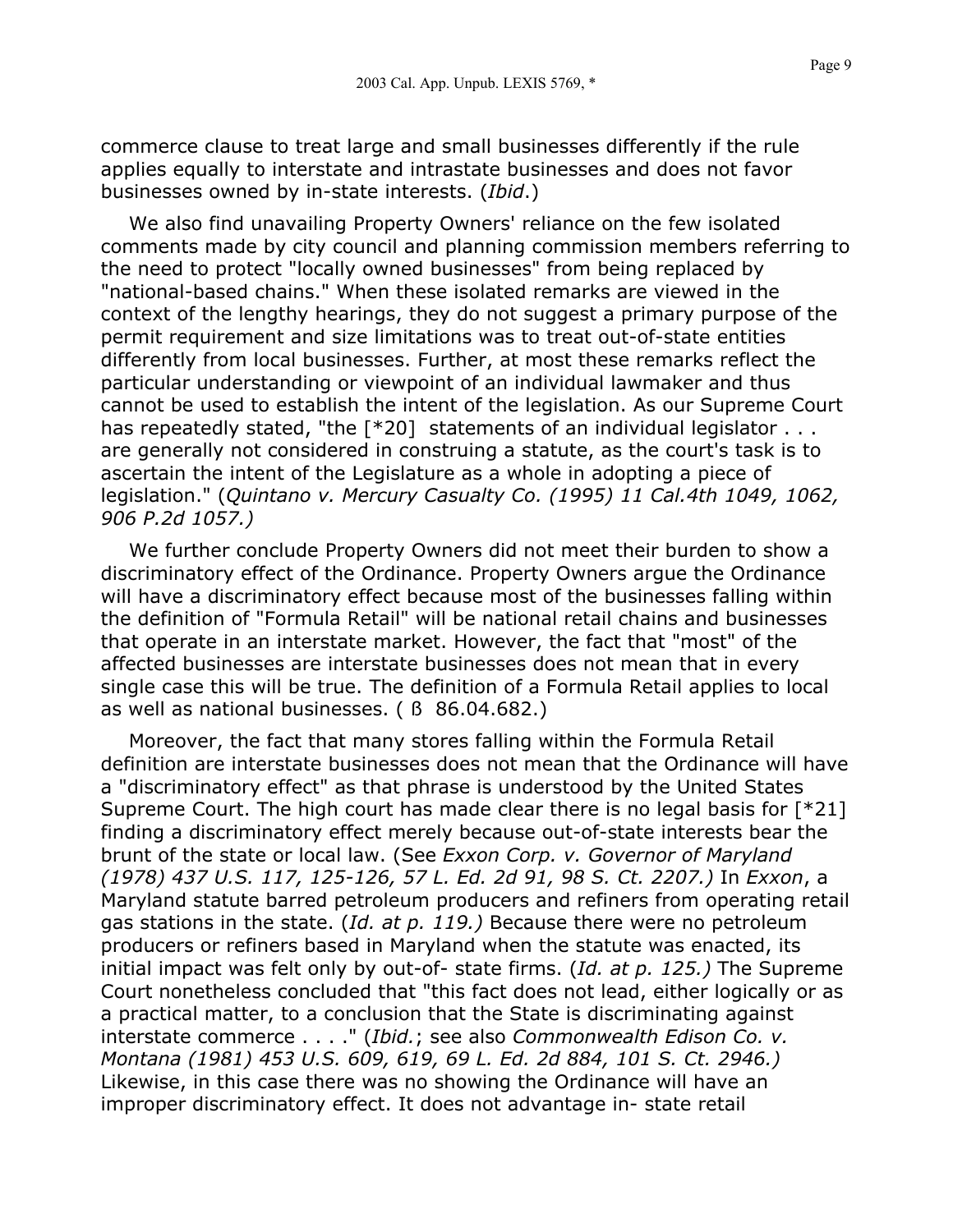commerce clause to treat large and small businesses differently if the rule applies equally to interstate and intrastate businesses and does not favor businesses owned by in-state interests. (*Ibid*.)

We also find unavailing Property Owners' reliance on the few isolated comments made by city council and planning commission members referring to the need to protect "locally owned businesses" from being replaced by "national-based chains." When these isolated remarks are viewed in the context of the lengthy hearings, they do not suggest a primary purpose of the permit requirement and size limitations was to treat out-of-state entities differently from local businesses. Further, at most these remarks reflect the particular understanding or viewpoint of an individual lawmaker and thus cannot be used to establish the intent of the legislation. As our Supreme Court has repeatedly stated, "the [*20] statements of an individual legislator . . . are generally not considered in construing a statute, as the court's task is to ascertain the intent of the Legislature as a whole in adopting a piece of legislation." (*Quintano v. Mercury Casualty Co. (1995) 11 Cal.4th 1049, 1062, 906 P.2d 1057.)*

We further conclude Property Owners did not meet their burden to show a discriminatory effect of the Ordinance. Property Owners argue the Ordinance will have a discriminatory effect because most of the businesses falling within the definition of "Formula Retail" will be national retail chains and businesses that operate in an interstate market. However, the fact that "most" of the affected businesses are interstate businesses does not mean that in every single case this will be true. The definition of a Formula Retail applies to local as well as national businesses. ( ß 86.04.682.)

Moreover, the fact that many stores falling within the Formula Retail definition are interstate businesses does not mean that the Ordinance will have a "discriminatory effect" as that phrase is understood by the United States Supreme Court. The high court has made clear there is no legal basis for [*21] finding a discriminatory effect merely because out-of-state interests bear the brunt of the state or local law. (See *Exxon Corp. v. Governor of Maryland (1978) 437 U.S. 117, 125-126, 57 L. Ed. 2d 91, 98 S. Ct. 2207.)* In *Exxon*, a Maryland statute barred petroleum producers and refiners from operating retail gas stations in the state. (*Id. at p. 119.)* Because there were no petroleum producers or refiners based in Maryland when the statute was enacted, its initial impact was felt only by out-of- state firms. (*Id. at p. 125.)* The Supreme Court nonetheless concluded that "this fact does not lead, either logically or as a practical matter, to a conclusion that the State is discriminating against interstate commerce . . . ." (*Ibid.*; see also *Commonwealth Edison Co. v. Montana (1981) 453 U.S. 609, 619, 69 L. Ed. 2d 884, 101 S. Ct. 2946.)* Likewise, in this case there was no showing the Ordinance will have an improper discriminatory effect. It does not advantage in- state retail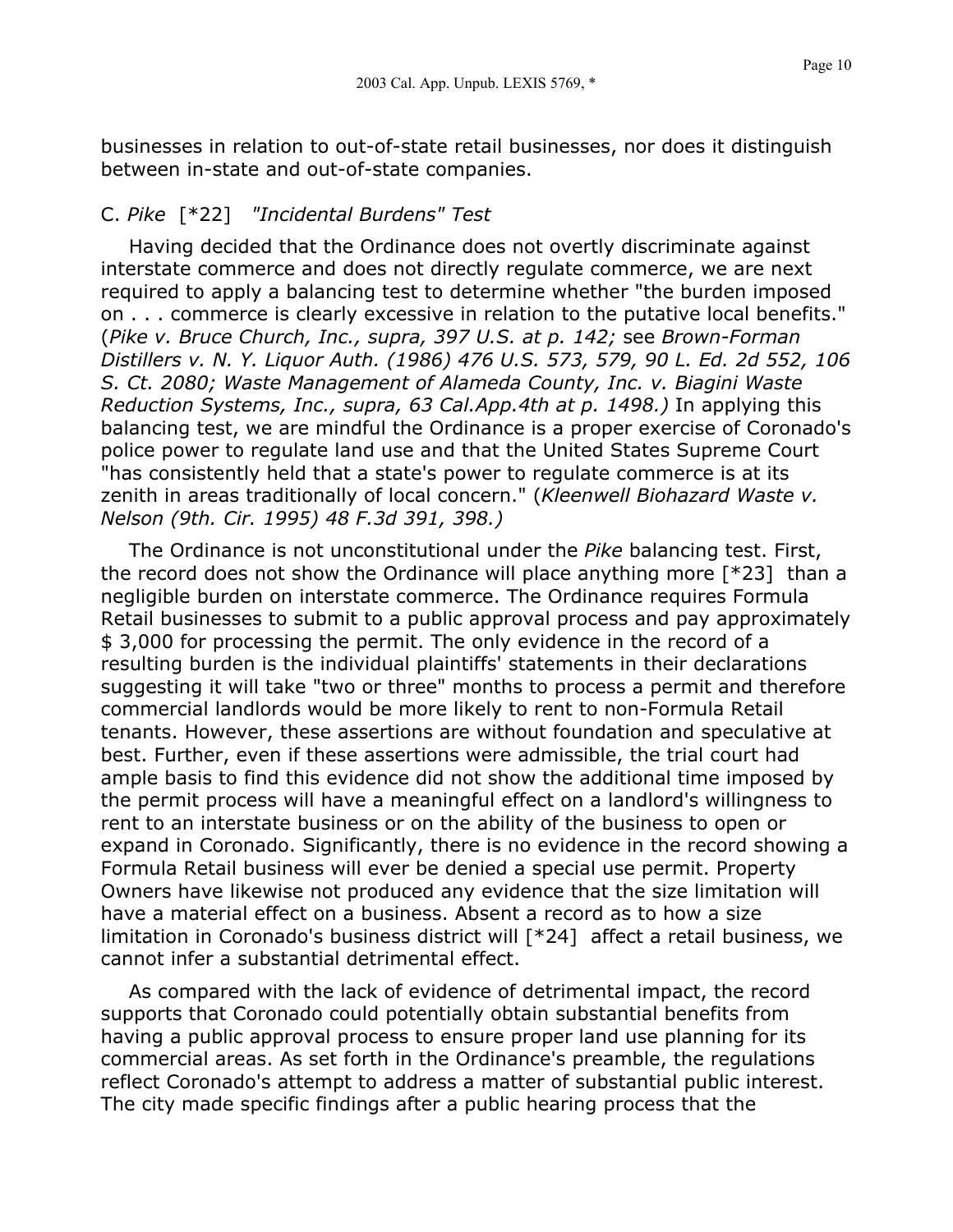businesses in relation to out-of-state retail businesses, nor does it distinguish between in-state and out-of-state companies.

### C. *Pike* [*22] *"Incidental Burdens" Test*

Having decided that the Ordinance does not overtly discriminate against interstate commerce and does not directly regulate commerce, we are next required to apply a balancing test to determine whether "the burden imposed on . . . commerce is clearly excessive in relation to the putative local benefits." (*Pike v. Bruce Church, Inc., supra, 397 U.S. at p. 142;* see *Brown-Forman Distillers v. N. Y. Liquor Auth. (1986) 476 U.S. 573, 579, 90 L. Ed. 2d 552, 106 S. Ct. 2080; Waste Management of Alameda County, Inc. v. Biagini Waste Reduction Systems, Inc., supra, 63 Cal.App.4th at p. 1498.)* In applying this balancing test, we are mindful the Ordinance is a proper exercise of Coronado's police power to regulate land use and that the United States Supreme Court "has consistently held that a state's power to regulate commerce is at its zenith in areas traditionally of local concern." (*Kleenwell Biohazard Waste v. Nelson (9th. Cir. 1995) 48 F.3d 391, 398.)*

The Ordinance is not unconstitutional under the *Pike* balancing test. First, the record does not show the Ordinance will place anything more [*23] than a negligible burden on interstate commerce. The Ordinance requires Formula Retail businesses to submit to a public approval process and pay approximately $ 3,000 for processing the permit. The only evidence in the record of a resulting burden is the individual plaintiffs' statements in their declarations suggesting it will take "two or three" months to process a permit and therefore commercial landlords would be more likely to rent to non-Formula Retail tenants. However, these assertions are without foundation and speculative at best. Further, even if these assertions were admissible, the trial court had ample basis to find this evidence did not show the additional time imposed by the permit process will have a meaningful effect on a landlord's willingness to rent to an interstate business or on the ability of the business to open or expand in Coronado. Significantly, there is no evidence in the record showing a Formula Retail business will ever be denied a special use permit. Property Owners have likewise not produced any evidence that the size limitation will have a material effect on a business. Absent a record as to how a size limitation in Coronado's business district will [*24] affect a retail business, we cannot infer a substantial detrimental effect.

As compared with the lack of evidence of detrimental impact, the record supports that Coronado could potentially obtain substantial benefits from having a public approval process to ensure proper land use planning for its commercial areas. As set forth in the Ordinance's preamble, the regulations reflect Coronado's attempt to address a matter of substantial public interest. The city made specific findings after a public hearing process that the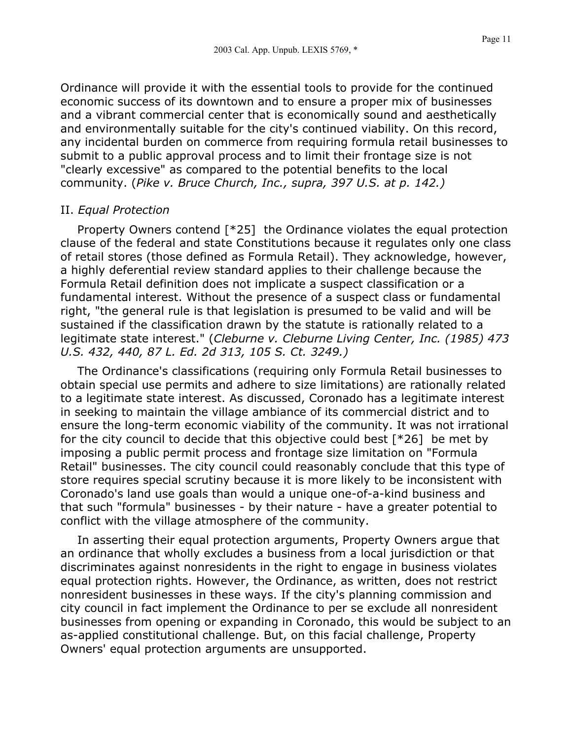Ordinance will provide it with the essential tools to provide for the continued economic success of its downtown and to ensure a proper mix of businesses and a vibrant commercial center that is economically sound and aesthetically and environmentally suitable for the city's continued viability. On this record, any incidental burden on commerce from requiring formula retail businesses to submit to a public approval process and to limit their frontage size is not "clearly excessive" as compared to the potential benefits to the local community. (*Pike v. Bruce Church, Inc., supra, 397 U.S. at p. 142.)*

II. *Equal Protection*

Property Owners contend [*25] the Ordinance violates the equal protection clause of the federal and state Constitutions because it regulates only one class of retail stores (those defined as Formula Retail). They acknowledge, however, a highly deferential review standard applies to their challenge because the Formula Retail definition does not implicate a suspect classification or a fundamental interest. Without the presence of a suspect class or fundamental right, "the general rule is that legislation is presumed to be valid and will be sustained if the classification drawn by the statute is rationally related to a legitimate state interest." (*Cleburne v. Cleburne Living Center, Inc. (1985) 473 U.S. 432, 440, 87 L. Ed. 2d 313, 105 S. Ct. 3249.)*

The Ordinance's classifications (requiring only Formula Retail businesses to obtain special use permits and adhere to size limitations) are rationally related to a legitimate state interest. As discussed, Coronado has a legitimate interest in seeking to maintain the village ambiance of its commercial district and to ensure the long-term economic viability of the community. It was not irrational for the city council to decide that this objective could best [*26] be met by imposing a public permit process and frontage size limitation on "Formula Retail" businesses. The city council could reasonably conclude that this type of store requires special scrutiny because it is more likely to be inconsistent with Coronado's land use goals than would a unique one-of-a-kind business and that such "formula" businesses - by their nature - have a greater potential to conflict with the village atmosphere of the community.

In asserting their equal protection arguments, Property Owners argue that an ordinance that wholly excludes a business from a local jurisdiction or that discriminates against nonresidents in the right to engage in business violates equal protection rights. However, the Ordinance, as written, does not restrict nonresident businesses in these ways. If the city's planning commission and city council in fact implement the Ordinance to per se exclude all nonresident businesses from opening or expanding in Coronado, this would be subject to an as-applied constitutional challenge. But, on this facial challenge, Property Owners' equal protection arguments are unsupported.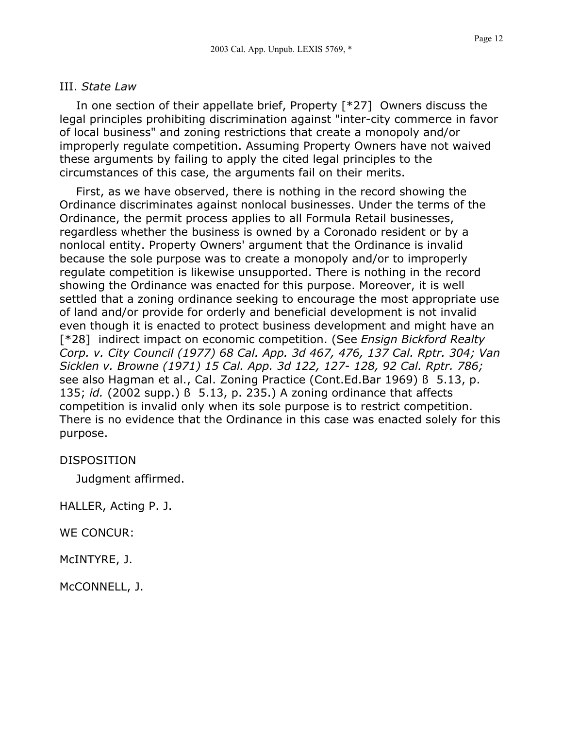III. *State Law*

In one section of their appellate brief, Property [*27] Owners discuss the legal principles prohibiting discrimination against "inter-city commerce in favor of local business" and zoning restrictions that create a monopoly and/or improperly regulate competition. Assuming Property Owners have not waived these arguments by failing to apply the cited legal principles to the circumstances of this case, the arguments fail on their merits.

First, as we have observed, there is nothing in the record showing the Ordinance discriminates against nonlocal businesses. Under the terms of the Ordinance, the permit process applies to all Formula Retail businesses, regardless whether the business is owned by a Coronado resident or by a nonlocal entity. Property Owners' argument that the Ordinance is invalid because the sole purpose was to create a monopoly and/or to improperly regulate competition is likewise unsupported. There is nothing in the record showing the Ordinance was enacted for this purpose. Moreover, it is well settled that a zoning ordinance seeking to encourage the most appropriate use of land and/or provide for orderly and beneficial development is not invalid even though it is enacted to protect business development and might have an [*28] indirect impact on economic competition. (See *Ensign Bickford Realty Corp. v. City Council (1977) 68 Cal. App. 3d 467, 476, 137 Cal. Rptr. 304; Van Sicklen v. Browne (1971) 15 Cal. App. 3d 122, 127- 128, 92 Cal. Rptr. 786;* see also Hagman et al., Cal. Zoning Practice (Cont.Ed.Bar 1969) ß 5.13, p. 135; *id.* (2002 supp.) ß 5.13, p. 235.) A zoning ordinance that affects competition is invalid only when its sole purpose is to restrict competition. There is no evidence that the Ordinance in this case was enacted solely for this purpose.

DISPOSITION

Judgment affirmed.

HALLER, Acting P. J.

WE CONCUR:

McINTYRE, J.

McCONNELL, J.